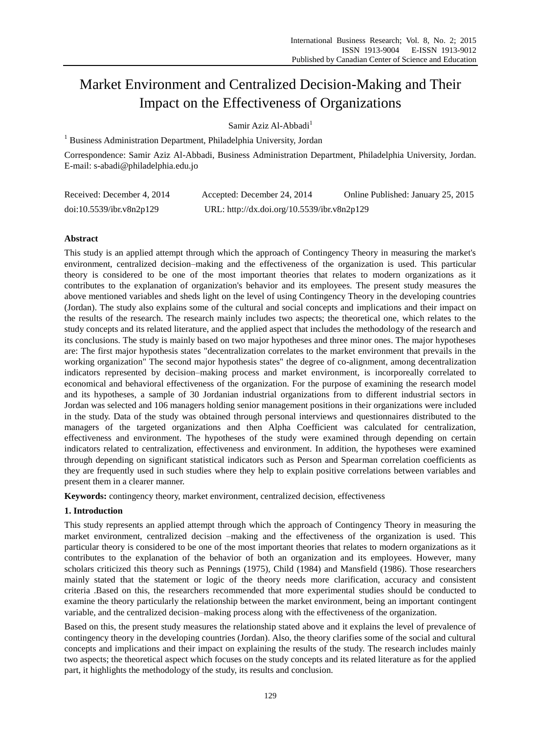# Market Environment and Centralized Decision-Making and Their Impact on the Effectiveness of Organizations

Samir Aziz Al-Abbadi[1]

[1] Business Administration Department, Philadelphia University, Jordan

Correspondence: Samir Aziz Al-Abbadi, Business Administration Department, Philadelphia University, Jordan. E-mail: s-abadi@philadelphia.edu.jo

Received: December 4, 2014 Accepted: December 24, 2014 Online Published: January 25, 2015

doi:10.5539/ibr.v8n2p129 URL: http://dx.doi.org/10.5539/ibr.v8n2p129

## Abstract

This study is an applied attempt through which the approach of Contingency Theory in measuring the market's environment, centralized decision–making and the effectiveness of the organization is used. This particular theory is considered to be one of the most important theories that relates to modern organizations as it contributes to the explanation of organization's behavior and its employees. The present study measures the above mentioned variables and sheds light on the level of using Contingency Theory in the developing countries (Jordan). The study also explains some of the cultural and social concepts and implications and their impact on the results of the research. The research mainly includes two aspects; the theoretical one, which relates to the study concepts and its related literature, and the applied aspect that includes the methodology of the research and its conclusions. The study is mainly based on two major hypotheses and three minor ones. The major hypotheses are: The first major hypothesis states "decentralization correlates to the market environment that prevails in the working organization" The second major hypothesis states" the degree of co-alignment, among decentralization indicators represented by decision–making process and market environment, is incorporeally correlated to economical and behavioral effectiveness of the organization. For the purpose of examining the research model and its hypotheses, a sample of 30 Jordanian industrial organizations from to different industrial sectors in Jordan was selected and 106 managers holding senior management positions in their organizations were included in the study. Data of the study was obtained through personal interviews and questionnaires distributed to the managers of the targeted organizations and then Alpha Coefficient was calculated for centralization, effectiveness and environment. The hypotheses of the study were examined through depending on certain indicators related to centralization, effectiveness and environment. In addition, the hypotheses were examined through depending on significant statistical indicators such as Person and Spearman correlation coefficients as they are frequently used in such studies where they help to explain positive correlations between variables and present them in a clearer manner.

**Keywords:** contingency theory, market environment, centralized decision, effectiveness

## 1. Introduction

This study represents an applied attempt through which the approach of Contingency Theory in measuring the market environment, centralized decision –making and the effectiveness of the organization is used. This particular theory is considered to be one of the most important theories that relates to modern organizations as it contributes to the explanation of the behavior of both an organization and its employees. However, many scholars criticized this theory such as Pennings (1975), Child (1984) and Mansfield (1986). Those researchers mainly stated that the statement or logic of the theory needs more clarification, accuracy and consistent criteria .Based on this, the researchers recommended that more experimental studies should be conducted to examine the theory particularly the relationship between the market environment, being an important contingent variable, and the centralized decision–making process along with the effectiveness of the organization.

Based on this, the present study measures the relationship stated above and it explains the level of prevalence of contingency theory in the developing countries (Jordan). Also, the theory clarifies some of the social and cultural concepts and implications and their impact on explaining the results of the study. The research includes mainly two aspects; the theoretical aspect which focuses on the study concepts and its related literature as for the applied part, it highlights the methodology of the study, its results and conclusion.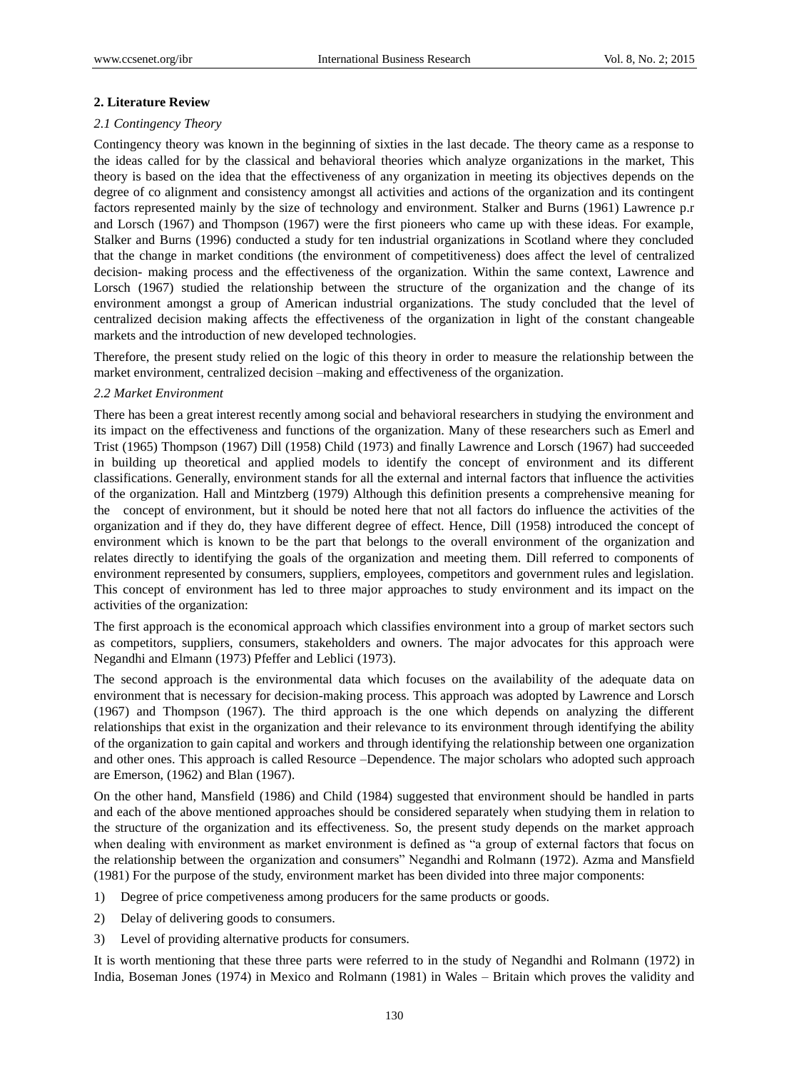## 2. Literature Review

### *2.1 Contingency Theory*

Contingency theory was known in the beginning of sixties in the last decade. The theory came as a response to the ideas called for by the classical and behavioral theories which analyze organizations in the market, This theory is based on the idea that the effectiveness of any organization in meeting its objectives depends on the degree of co alignment and consistency amongst all activities and actions of the organization and its contingent factors represented mainly by the size of technology and environment. Stalker and Burns (1961) Lawrence p.r and Lorsch (1967) and Thompson (1967) were the first pioneers who came up with these ideas. For example, Stalker and Burns (1996) conducted a study for ten industrial organizations in Scotland where they concluded that the change in market conditions (the environment of competitiveness) does affect the level of centralized decision- making process and the effectiveness of the organization. Within the same context, Lawrence and Lorsch (1967) studied the relationship between the structure of the organization and the change of its environment amongst a group of American industrial organizations. The study concluded that the level of centralized decision making affects the effectiveness of the organization in light of the constant changeable markets and the introduction of new developed technologies.

Therefore, the present study relied on the logic of this theory in order to measure the relationship between the market environment, centralized decision –making and effectiveness of the organization.

### *2.2 Market Environment*

There has been a great interest recently among social and behavioral researchers in studying the environment and its impact on the effectiveness and functions of the organization. Many of these researchers such as Emerl and Trist (1965) Thompson (1967) Dill (1958) Child (1973) and finally Lawrence and Lorsch (1967) had succeeded in building up theoretical and applied models to identify the concept of environment and its different classifications. Generally, environment stands for all the external and internal factors that influence the activities of the organization. Hall and Mintzberg (1979) Although this definition presents a comprehensive meaning for the concept of environment, but it should be noted here that not all factors do influence the activities of the organization and if they do, they have different degree of effect. Hence, Dill (1958) introduced the concept of environment which is known to be the part that belongs to the overall environment of the organization and relates directly to identifying the goals of the organization and meeting them. Dill referred to components of environment represented by consumers, suppliers, employees, competitors and government rules and legislation. This concept of environment has led to three major approaches to study environment and its impact on the activities of the organization:

The first approach is the economical approach which classifies environment into a group of market sectors such as competitors, suppliers, consumers, stakeholders and owners. The major advocates for this approach were Negandhi and Elmann (1973) Pfeffer and Leblici (1973).

The second approach is the environmental data which focuses on the availability of the adequate data on environment that is necessary for decision-making process. This approach was adopted by Lawrence and Lorsch (1967) and Thompson (1967). The third approach is the one which depends on analyzing the different relationships that exist in the organization and their relevance to its environment through identifying the ability of the organization to gain capital and workers and through identifying the relationship between one organization and other ones. This approach is called Resource –Dependence. The major scholars who adopted such approach are Emerson, (1962) and Blan (1967).

On the other hand, Mansfield (1986) and Child (1984) suggested that environment should be handled in parts and each of the above mentioned approaches should be considered separately when studying them in relation to the structure of the organization and its effectiveness. So, the present study depends on the market approach when dealing with environment as market environment is defined as "a group of external factors that focus on the relationship between the organization and consumers" Negandhi and Rolmann (1972). Azma and Mansfield (1981) For the purpose of the study, environment market has been divided into three major components:

1) Degree of price competiveness among producers for the same products or goods.
2) Delay of delivering goods to consumers.
3) Level of providing alternative products for consumers.

It is worth mentioning that these three parts were referred to in the study of Negandhi and Rolmann (1972) in India, Boseman Jones (1974) in Mexico and Rolmann (1981) in Wales – Britain which proves the validity and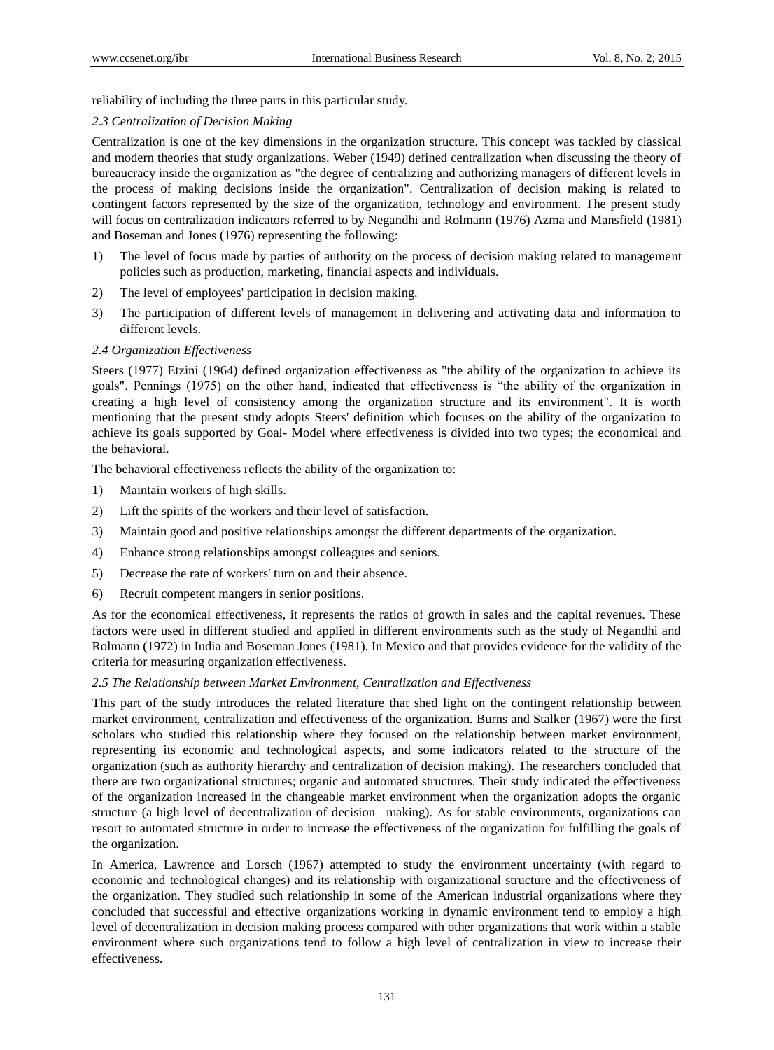reliability of including the three parts in this particular study.

### *2.3 Centralization of Decision Making*

Centralization is one of the key dimensions in the organization structure. This concept was tackled by classical and modern theories that study organizations. Weber (1949) defined centralization when discussing the theory of bureaucracy inside the organization as "the degree of centralizing and authorizing managers of different levels in the process of making decisions inside the organization". Centralization of decision making is related to contingent factors represented by the size of the organization, technology and environment. The present study will focus on centralization indicators referred to by Negandhi and Rolmann (1976) Azma and Mansfield (1981) and Boseman and Jones (1976) representing the following:

1) The level of focus made by parties of authority on the process of decision making related to management policies such as production, marketing, financial aspects and individuals.
2) The level of employees' participation in decision making.
3) The participation of different levels of management in delivering and activating data and information to different levels.

### *2.4 Organization Effectiveness*

Steers (1977) Etzini (1964) defined organization effectiveness as "the ability of the organization to achieve its goals". Pennings (1975) on the other hand, indicated that effectiveness is "the ability of the organization in creating a high level of consistency among the organization structure and its environment". It is worth mentioning that the present study adopts Steers' definition which focuses on the ability of the organization to achieve its goals supported by Goal- Model where effectiveness is divided into two types; the economical and the behavioral.

The behavioral effectiveness reflects the ability of the organization to:

1) Maintain workers of high skills.
2) Lift the spirits of the workers and their level of satisfaction.
3) Maintain good and positive relationships amongst the different departments of the organization.
4) Enhance strong relationships amongst colleagues and seniors.
5) Decrease the rate of workers' turn on and their absence.
6) Recruit competent mangers in senior positions.

As for the economical effectiveness, it represents the ratios of growth in sales and the capital revenues. These factors were used in different studied and applied in different environments such as the study of Negandhi and Rolmann (1972) in India and Boseman Jones (1981). In Mexico and that provides evidence for the validity of the criteria for measuring organization effectiveness.

### *2.5 The Relationship between Market Environment, Centralization and Effectiveness*

This part of the study introduces the related literature that shed light on the contingent relationship between market environment, centralization and effectiveness of the organization. Burns and Stalker (1967) were the first scholars who studied this relationship where they focused on the relationship between market environment, representing its economic and technological aspects, and some indicators related to the structure of the organization (such as authority hierarchy and centralization of decision making). The researchers concluded that there are two organizational structures; organic and automated structures. Their study indicated the effectiveness of the organization increased in the changeable market environment when the organization adopts the organic structure (a high level of decentralization of decision –making). As for stable environments, organizations can resort to automated structure in order to increase the effectiveness of the organization for fulfilling the goals of the organization.

In America, Lawrence and Lorsch (1967) attempted to study the environment uncertainty (with regard to economic and technological changes) and its relationship with organizational structure and the effectiveness of the organization. They studied such relationship in some of the American industrial organizations where they concluded that successful and effective organizations working in dynamic environment tend to employ a high level of decentralization in decision making process compared with other organizations that work within a stable environment where such organizations tend to follow a high level of centralization in view to increase their effectiveness.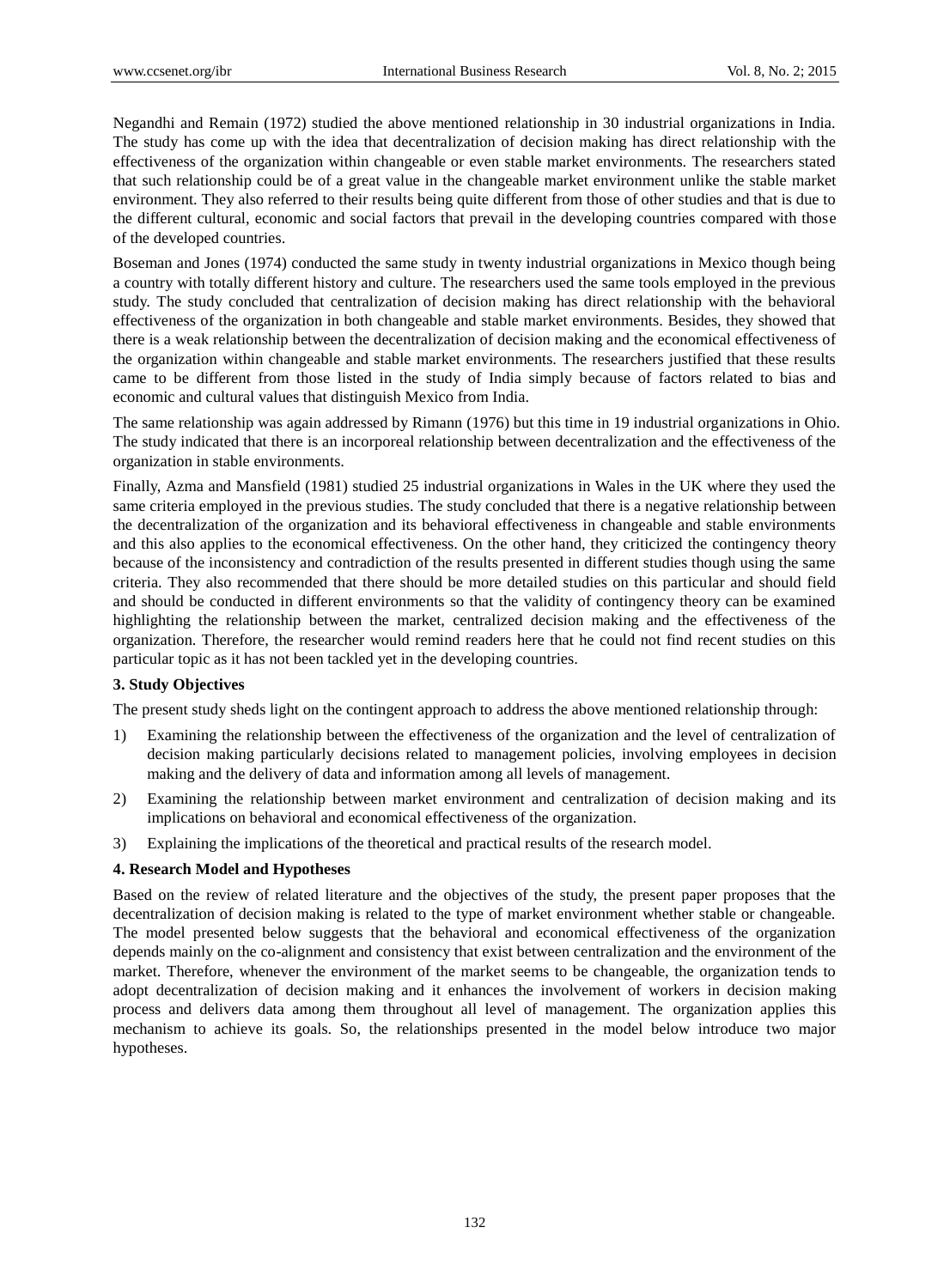Negandhi and Remain (1972) studied the above mentioned relationship in 30 industrial organizations in India. The study has come up with the idea that decentralization of decision making has direct relationship with the effectiveness of the organization within changeable or even stable market environments. The researchers stated that such relationship could be of a great value in the changeable market environment unlike the stable market environment. They also referred to their results being quite different from those of other studies and that is due to the different cultural, economic and social factors that prevail in the developing countries compared with those of the developed countries.

Boseman and Jones (1974) conducted the same study in twenty industrial organizations in Mexico though being a country with totally different history and culture. The researchers used the same tools employed in the previous study. The study concluded that centralization of decision making has direct relationship with the behavioral effectiveness of the organization in both changeable and stable market environments. Besides, they showed that there is a weak relationship between the decentralization of decision making and the economical effectiveness of the organization within changeable and stable market environments. The researchers justified that these results came to be different from those listed in the study of India simply because of factors related to bias and economic and cultural values that distinguish Mexico from India.

The same relationship was again addressed by Rimann (1976) but this time in 19 industrial organizations in Ohio. The study indicated that there is an incorporeal relationship between decentralization and the effectiveness of the organization in stable environments.

Finally, Azma and Mansfield (1981) studied 25 industrial organizations in Wales in the UK where they used the same criteria employed in the previous studies. The study concluded that there is a negative relationship between the decentralization of the organization and its behavioral effectiveness in changeable and stable environments and this also applies to the economical effectiveness. On the other hand, they criticized the contingency theory because of the inconsistency and contradiction of the results presented in different studies though using the same criteria. They also recommended that there should be more detailed studies on this particular and should field and should be conducted in different environments so that the validity of contingency theory can be examined highlighting the relationship between the market, centralized decision making and the effectiveness of the organization. Therefore, the researcher would remind readers here that he could not find recent studies on this particular topic as it has not been tackled yet in the developing countries.

### 3. Study Objectives

The present study sheds light on the contingent approach to address the above mentioned relationship through:

1) Examining the relationship between the effectiveness of the organization and the level of centralization of decision making particularly decisions related to management policies, involving employees in decision making and the delivery of data and information among all levels of management.
2) Examining the relationship between market environment and centralization of decision making and its implications on behavioral and economical effectiveness of the organization.
3) Explaining the implications of the theoretical and practical results of the research model.

### 4. Research Model and Hypotheses

Based on the review of related literature and the objectives of the study, the present paper proposes that the decentralization of decision making is related to the type of market environment whether stable or changeable. The model presented below suggests that the behavioral and economical effectiveness of the organization depends mainly on the co-alignment and consistency that exist between centralization and the environment of the market. Therefore, whenever the environment of the market seems to be changeable, the organization tends to adopt decentralization of decision making and it enhances the involvement of workers in decision making process and delivers data among them throughout all level of management. The organization applies this mechanism to achieve its goals. So, the relationships presented in the model below introduce two major hypotheses.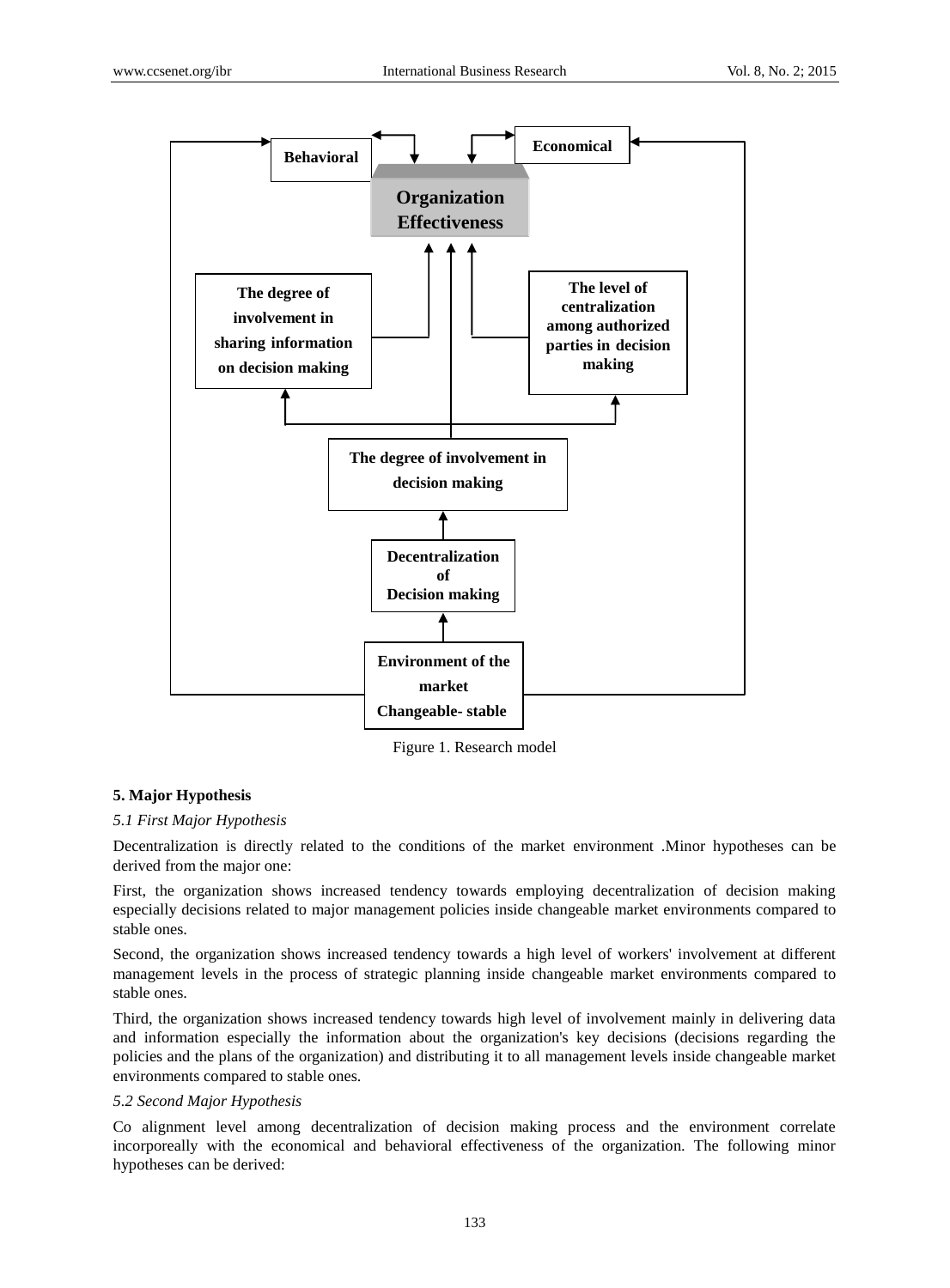Figure 1. Research model

## 5. Major Hypothesis

### *5.1 First Major Hypothesis*

Decentralization is directly related to the conditions of the market environment .Minor hypotheses can be derived from the major one:

First, the organization shows increased tendency towards employing decentralization of decision making especially decisions related to major management policies inside changeable market environments compared to stable ones.

Second, the organization shows increased tendency towards a high level of workers' involvement at different management levels in the process of strategic planning inside changeable market environments compared to stable ones.

Third, the organization shows increased tendency towards high level of involvement mainly in delivering data and information especially the information about the organization's key decisions (decisions regarding the policies and the plans of the organization) and distributing it to all management levels inside changeable market environments compared to stable ones.

### *5.2 Second Major Hypothesis*

Co alignment level among decentralization of decision making process and the environment correlate incorporeally with the economical and behavioral effectiveness of the organization. The following minor hypotheses can be derived: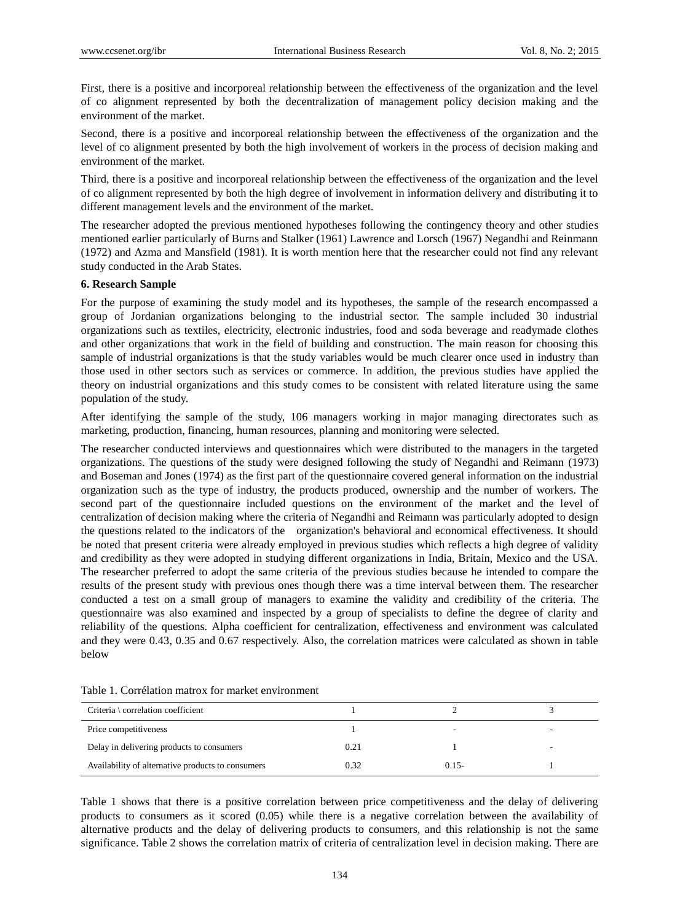First, there is a positive and incorporeal relationship between the effectiveness of the organization and the level of co alignment represented by both the decentralization of management policy decision making and the environment of the market.

Second, there is a positive and incorporeal relationship between the effectiveness of the organization and the level of co alignment presented by both the high involvement of workers in the process of decision making and environment of the market.

Third, there is a positive and incorporeal relationship between the effectiveness of the organization and the level of co alignment represented by both the high degree of involvement in information delivery and distributing it to different management levels and the environment of the market.

The researcher adopted the previous mentioned hypotheses following the contingency theory and other studies mentioned earlier particularly of Burns and Stalker (1961) Lawrence and Lorsch (1967) Negandhi and Reinmann (1972) and Azma and Mansfield (1981). It is worth mention here that the researcher could not find any relevant study conducted in the Arab States.

**6. Research Sample**

For the purpose of examining the study model and its hypotheses, the sample of the research encompassed a group of Jordanian organizations belonging to the industrial sector. The sample included 30 industrial organizations such as textiles, electricity, electronic industries, food and soda beverage and readymade clothes and other organizations that work in the field of building and construction. The main reason for choosing this sample of industrial organizations is that the study variables would be much clearer once used in industry than those used in other sectors such as services or commerce. In addition, the previous studies have applied the theory on industrial organizations and this study comes to be consistent with related literature using the same population of the study.

After identifying the sample of the study, 106 managers working in major managing directorates such as marketing, production, financing, human resources, planning and monitoring were selected.

The researcher conducted interviews and questionnaires which were distributed to the managers in the targeted organizations. The questions of the study were designed following the study of Negandhi and Reimann (1973) and Boseman and Jones (1974) as the first part of the questionnaire covered general information on the industrial organization such as the type of industry, the products produced, ownership and the number of workers. The second part of the questionnaire included questions on the environment of the market and the level of centralization of decision making where the criteria of Negandhi and Reimann was particularly adopted to design the questions related to the indicators of the organization's behavioral and economical effectiveness. It should be noted that present criteria were already employed in previous studies which reflects a high degree of validity and credibility as they were adopted in studying different organizations in India, Britain, Mexico and the USA. The researcher preferred to adopt the same criteria of the previous studies because he intended to compare the results of the present study with previous ones though there was a time interval between them. The researcher conducted a test on a small group of managers to examine the validity and credibility of the criteria. The questionnaire was also examined and inspected by a group of specialists to define the degree of clarity and reliability of the questions. Alpha coefficient for centralization, effectiveness and environment was calculated and they were 0.43, 0.35 and 0.67 respectively. Also, the correlation matrices were calculated as shown in table below

Table 1. Corrélation matrox for market environment

| Criteria \ correlation coefficient | 1 | 2 | 3 |
|---|---|---|---|
| Price competitiveness | 1 | - | - |
| Delay in delivering products to consumers | 0.21 | 1 | - |
| Availability of alternative products to consumers | 0.32 | 0.15- | 1 |

Table 1 shows that there is a positive correlation between price competitiveness and the delay of delivering products to consumers as it scored (0.05) while there is a negative correlation between the availability of alternative products and the delay of delivering products to consumers, and this relationship is not the same significance. Table 2 shows the correlation matrix of criteria of centralization level in decision making. There are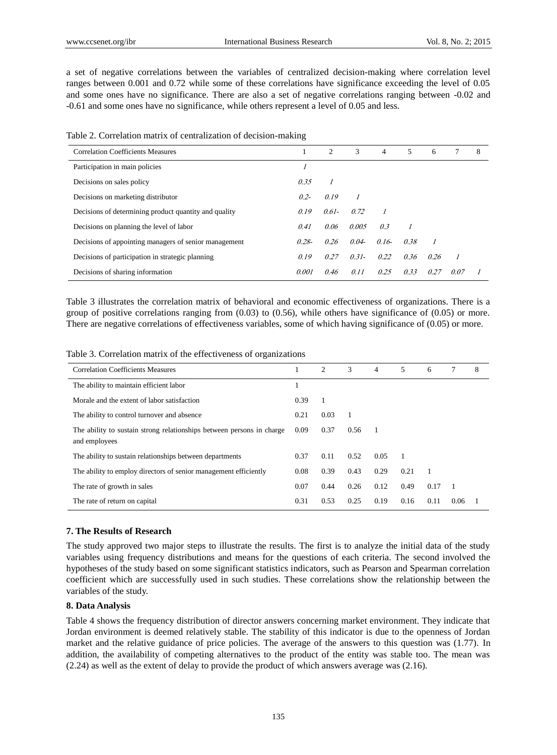a set of negative correlations between the variables of centralized decision-making where correlation level ranges between 0.001 and 0.72 while some of these correlations have significance exceeding the level of 0.05 and some ones have no significance. There are also a set of negative correlations ranging between -0.02 and -0.61 and some ones have no significance, while others represent a level of 0.05 and less.

Table 2. Correlation matrix of centralization of decision-making

| Correlation Coefficients Measures | 1 | 2 | 3 | 4 | 5 | 6 | 7 | 8 |
|---|---|---|---|---|---|---|---|---|
| Participation in main policies | *1* | | | | | | | |
| Decisions on sales policy | *0.35* | *1* | | | | | | |
| Decisions on marketing distributor | *0.2-* | *0.19* | *1* | | | | | |
| Decisions of determining product quantity and quality | *0.19* | *0.61-* | *0.72* | *1* | | | | |
| Decisions on planning the level of labor | *0.41* | *0.06* | *0.005* | *0.3* | *1* | | | |
| Decisions of appointing managers of senior management | *0.28-* | *0.26* | *0.04-* | *0.16-* | *0.38* | *1* | | |
| Decisions of participation in strategic planning | *0.19* | *0.27* | *0.31-* | *0.22* | *0.36* | *0.26* | *1* | |
| Decisions of sharing information | *0.001* | *0.46* | *0.11* | *0.25* | *0.33* | *0.27* | *0.07* | *1* |

Table 3 illustrates the correlation matrix of behavioral and economic effectiveness of organizations. There is a group of positive correlations ranging from (0.03) to (0.56), while others have significance of (0.05) or more. There are negative correlations of effectiveness variables, some of which having significance of (0.05) or more.

Table 3. Correlation matrix of the effectiveness of organizations

| Correlation Coefficients Measures | 1 | 2 | 3 | 4 | 5 | 6 | 7 | 8 |
|---|---|---|---|---|---|---|---|---|
| The ability to maintain efficient labor | 1 | | | | | | | |
| Morale and the extent of labor satisfaction | 0.39 | 1 | | | | | | |
| The ability to control turnover and absence | 0.21 | 0.03 | 1 | | | | | |
| The ability to sustain strong relationships between persons in charge and employees | 0.09 | 0.37 | 0.56 | 1 | | | | |
| The ability to sustain relationships between departments | 0.37 | 0.11 | 0.52 | 0.05 | 1 | | | |
| The ability to employ directors of senior management efficiently | 0.08 | 0.39 | 0.43 | 0.29 | 0.21 | 1 | | |
| The rate of growth in sales | 0.07 | 0.44 | 0.26 | 0.12 | 0.49 | 0.17 | 1 | |
| The rate of return on capital | 0.31 | 0.53 | 0.25 | 0.19 | 0.16 | 0.11 | 0.06 | 1 |

## 7. The Results of Research

The study approved two major steps to illustrate the results. The first is to analyze the initial data of the study variables using frequency distributions and means for the questions of each criteria. The second involved the hypotheses of the study based on some significant statistics indicators, such as Pearson and Spearman correlation coefficient which are successfully used in such studies. These correlations show the relationship between the variables of the study.

## 8. Data Analysis

Table 4 shows the frequency distribution of director answers concerning market environment. They indicate that Jordan environment is deemed relatively stable. The stability of this indicator is due to the openness of Jordan market and the relative guidance of price policies. The average of the answers to this question was (1.77). In addition, the availability of competing alternatives to the product of the entity was stable too. The mean was (2.24) as well as the extent of delay to provide the product of which answers average was (2.16).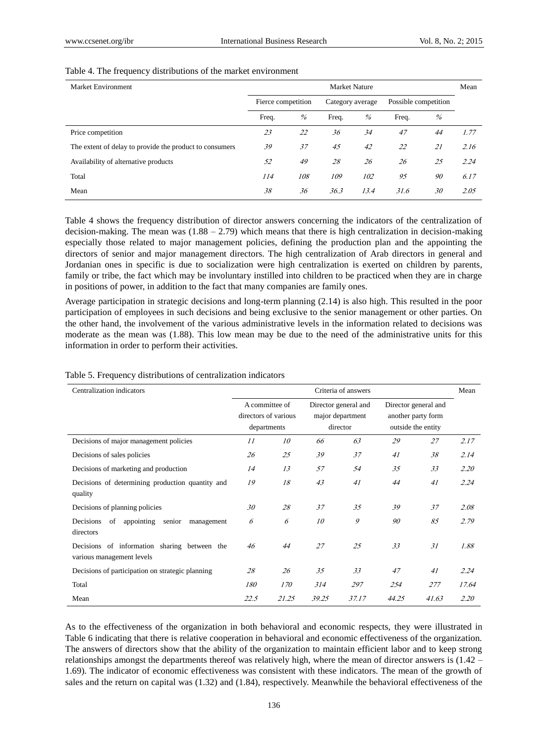Table 4. The frequency distributions of the market environment

| Market Environment | Market Nature | | | | | | Mean |
|---|---|---|---|---|---|---|---|
| | Fierce competition | | Category average | | Possible competition | | |
| | Freq. | % | Freq. | % | Freq. | % | |
| Price competition | 23 | 22 | 36 | 34 | 47 | 44 | 1.77 |
| The extent of delay to provide the product to consumers | 39 | 37 | 45 | 42 | 22 | 21 | 2.16 |
| Availability of alternative products | 52 | 49 | 28 | 26 | 26 | 25 | 2.24 |
| Total | 114 | 108 | 109 | 102 | 95 | 90 | 6.17 |
| Mean | 38 | 36 | 36.3 | 13.4 | 31.6 | 30 | 2.05 |

Table 4 shows the frequency distribution of director answers concerning the indicators of the centralization of decision-making. The mean was (1.88 – 2.79) which means that there is high centralization in decision-making especially those related to major management policies, defining the production plan and the appointing the directors of senior and major management directors. The high centralization of Arab directors in general and Jordanian ones in specific is due to socialization were high centralization is exerted on children by parents, family or tribe, the fact which may be involuntary instilled into children to be practiced when they are in charge in positions of power, in addition to the fact that many companies are family ones.

Average participation in strategic decisions and long-term planning (2.14) is also high. This resulted in the poor participation of employees in such decisions and being exclusive to the senior management or other parties. On the other hand, the involvement of the various administrative levels in the information related to decisions was moderate as the mean was (1.88). This low mean may be due to the need of the administrative units for this information in order to perform their activities.

Table 5. Frequency distributions of centralization indicators

| Centralization indicators | Criteria of answers | | | | | | Mean |
|---|---|---|---|---|---|---|---|
| | A committee of directors of various departments | | Director general and major department director | | Director general and another party form outside the entity | | |
| Decisions of major management policies | 11 | 10 | 66 | 63 | 29 | 27 | 2.17 |
| Decisions of sales policies | 26 | 25 | 39 | 37 | 41 | 38 | 2.14 |
| Decisions of marketing and production | 14 | 13 | 57 | 54 | 35 | 33 | 2.20 |
| Decisions of determining production quantity and quality | 19 | 18 | 43 | 41 | 44 | 41 | 2.24 |
| Decisions of planning policies | 30 | 28 | 37 | 35 | 39 | 37 | 2.08 |
| Decisions of appointing senior management directors | 6 | 6 | 10 | 9 | 90 | 85 | 2.79 |
| Decisions of information sharing between the various management levels | 46 | 44 | 27 | 25 | 33 | 31 | 1.88 |
| Decisions of participation on strategic planning | 28 | 26 | 35 | 33 | 47 | 41 | 2.24 |
| Total | 180 | 170 | 314 | 297 | 254 | 277 | 17.64 |
| Mean | 22.5 | 21.25 | 39.25 | 37.17 | 44.25 | 41.63 | 2.20 |

As to the effectiveness of the organization in both behavioral and economic respects, they were illustrated in Table 6 indicating that there is relative cooperation in behavioral and economic effectiveness of the organization. The answers of directors show that the ability of the organization to maintain efficient labor and to keep strong relationships amongst the departments thereof was relatively high, where the mean of director answers is (1.42 – 1.69). The indicator of economic effectiveness was consistent with these indicators. The mean of the growth of sales and the return on capital was (1.32) and (1.84), respectively. Meanwhile the behavioral effectiveness of the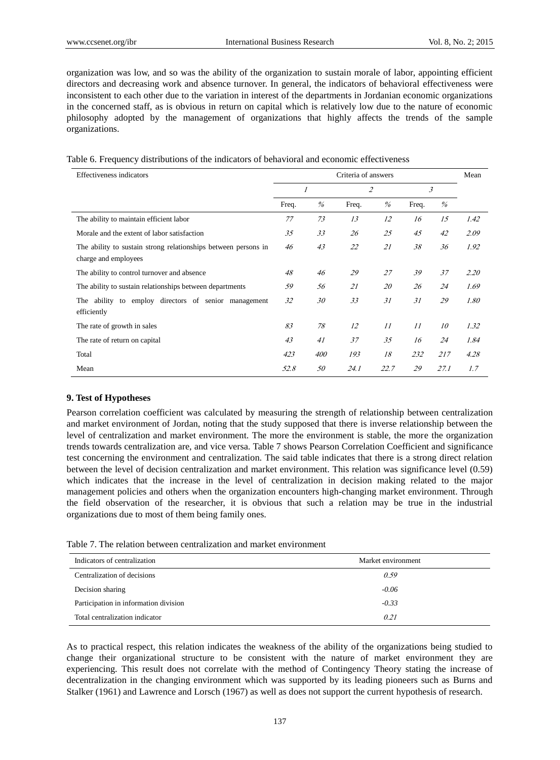organization was low, and so was the ability of the organization to sustain morale of labor, appointing efficient directors and decreasing work and absence turnover. In general, the indicators of behavioral effectiveness were inconsistent to each other due to the variation in interest of the departments in Jordanian economic organizations in the concerned staff, as is obvious in return on capital which is relatively low due to the nature of economic philosophy adopted by the management of organizations that highly affects the trends of the sample organizations.

Table 6. Frequency distributions of the indicators of behavioral and economic effectiveness

| Effectiveness indicators | Criteria of answers | | | | | | Mean |
|---|---|---|---|---|---|---|---|
| | 1 | | 2 | | 3 | | |
| | Freq. | % | Freq. | % | Freq. | % | |
| The ability to maintain efficient labor | 77 | 73 | 13 | 12 | 16 | 15 | 1.42 |
| Morale and the extent of labor satisfaction | 35 | 33 | 26 | 25 | 45 | 42 | 2.09 |
| The ability to sustain strong relationships between persons in charge and employees | 46 | 43 | 22 | 21 | 38 | 36 | 1.92 |
| The ability to control turnover and absence | 48 | 46 | 29 | 27 | 39 | 37 | 2.20 |
| The ability to sustain relationships between departments | 59 | 56 | 21 | 20 | 26 | 24 | 1.69 |
| The ability to employ directors of senior management efficiently | 32 | 30 | 33 | 31 | 31 | 29 | 1.80 |
| The rate of growth in sales | 83 | 78 | 12 | 11 | 11 | 10 | 1.32 |
| The rate of return on capital | 43 | 41 | 37 | 35 | 16 | 24 | 1.84 |
| Total | 423 | 400 | 193 | 18 | 232 | 217 | 4.28 |
| Mean | 52.8 | 50 | 24.1 | 22.7 | 29 | 27.1 | 1.7 |

## 9. Test of Hypotheses

Pearson correlation coefficient was calculated by measuring the strength of relationship between centralization and market environment of Jordan, noting that the study supposed that there is inverse relationship between the level of centralization and market environment. The more the environment is stable, the more the organization trends towards centralization are, and vice versa. Table 7 shows Pearson Correlation Coefficient and significance test concerning the environment and centralization. The said table indicates that there is a strong direct relation between the level of decision centralization and market environment. This relation was significance level (0.59) which indicates that the increase in the level of centralization in decision making related to the major management policies and others when the organization encounters high-changing market environment. Through the field observation of the researcher, it is obvious that such a relation may be true in the industrial organizations due to most of them being family ones.

Table 7. The relation between centralization and market environment

| Indicators of centralization | Market environment |
|---|---|
| Centralization of decisions | 0.59 |
| Decision sharing | -0.06 |
| Participation in information division | -0.33 |
| Total centralization indicator | 0.21 |

As to practical respect, this relation indicates the weakness of the ability of the organizations being studied to change their organizational structure to be consistent with the nature of market environment they are experiencing. This result does not correlate with the method of Contingency Theory stating the increase of decentralization in the changing environment which was supported by its leading pioneers such as Burns and Stalker (1961) and Lawrence and Lorsch (1967) as well as does not support the current hypothesis of research.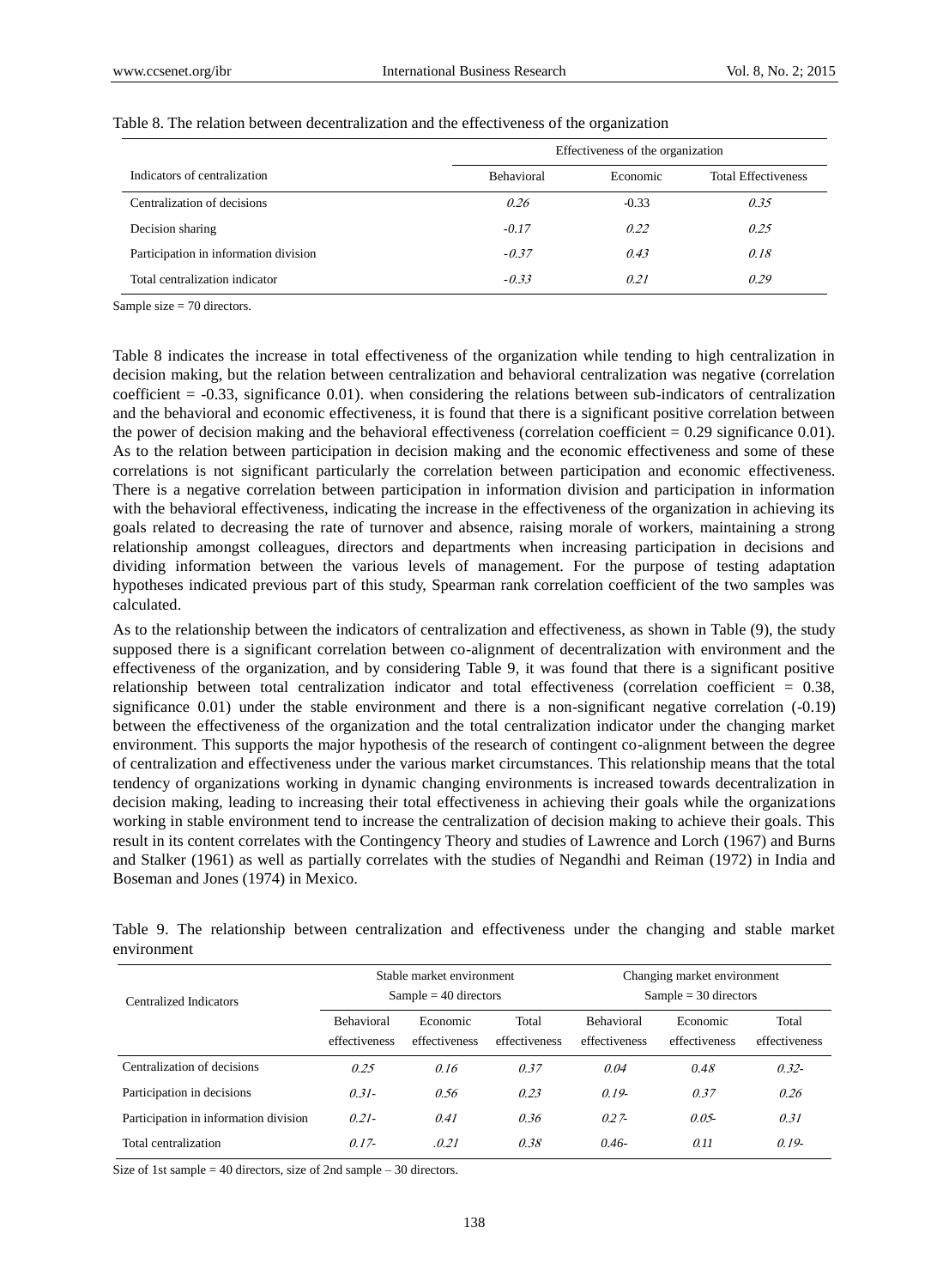Table 8. The relation between decentralization and the effectiveness of the organization

| Indicators of centralization | Effectiveness of the organization | | |
|---|---|---|---|
| | Behavioral | Economic | Total Effectiveness |
| Centralization of decisions | 0.26 | -0.33 | 0.35 |
| Decision sharing | -0.17 | 0.22 | 0.25 |
| Participation in information division | -0.37 | 0.43 | 0.18 |
| Total centralization indicator | -0.33 | 0.21 | 0.29 |

Sample size = 70 directors.

Table 8 indicates the increase in total effectiveness of the organization while tending to high centralization in decision making, but the relation between centralization and behavioral centralization was negative (correlation coefficient = -0.33, significance 0.01). when considering the relations between sub-indicators of centralization and the behavioral and economic effectiveness, it is found that there is a significant positive correlation between the power of decision making and the behavioral effectiveness (correlation coefficient = 0.29 significance 0.01). As to the relation between participation in decision making and the economic effectiveness and some of these correlations is not significant particularly the correlation between participation and economic effectiveness. There is a negative correlation between participation in information division and participation in information with the behavioral effectiveness, indicating the increase in the effectiveness of the organization in achieving its goals related to decreasing the rate of turnover and absence, raising morale of workers, maintaining a strong relationship amongst colleagues, directors and departments when increasing participation in decisions and dividing information between the various levels of management. For the purpose of testing adaptation hypotheses indicated previous part of this study, Spearman rank correlation coefficient of the two samples was calculated.

As to the relationship between the indicators of centralization and effectiveness, as shown in Table (9), the study supposed there is a significant correlation between co-alignment of decentralization with environment and the effectiveness of the organization, and by considering Table 9, it was found that there is a significant positive relationship between total centralization indicator and total effectiveness (correlation coefficient = 0.38, significance 0.01) under the stable environment and there is a non-significant negative correlation (-0.19) between the effectiveness of the organization and the total centralization indicator under the changing market environment. This supports the major hypothesis of the research of contingent co-alignment between the degree of centralization and effectiveness under the various market circumstances. This relationship means that the total tendency of organizations working in dynamic changing environments is increased towards decentralization in decision making, leading to increasing their total effectiveness in achieving their goals while the organizations working in stable environment tend to increase the centralization of decision making to achieve their goals. This result in its content correlates with the Contingency Theory and studies of Lawrence and Lorch (1967) and Burns and Stalker (1961) as well as partially correlates with the studies of Negandhi and Reiman (1972) in India and Boseman and Jones (1974) in Mexico.

Table 9. The relationship between centralization and effectiveness under the changing and stable market environment

| Centralized Indicators | Stable market environment Sample = 40 directors | | | Changing market environment Sample = 30 directors | | |
|---|---|---|---|---|---|---|
| | Behavioral effectiveness | Economic effectiveness | Total effectiveness | Behavioral effectiveness | Economic effectiveness | Total effectiveness |
| Centralization of decisions | 0.25 | 0.16 | 0.37 | 0.04 | 0.48 | 0.32- |
| Participation in decisions | 0.31- | 0.56 | 0.23 | 0.19- | 0.37 | 0.26 |
| Participation in information division | 0.21- | 0.41 | 0.36 | 0.27- | 0.05- | 0.31 |
| Total centralization | 0.17- | .0.21 | 0.38 | 0.46- | 0.11 | 0.19- |

Size of 1st sample = 40 directors, size of 2nd sample – 30 directors.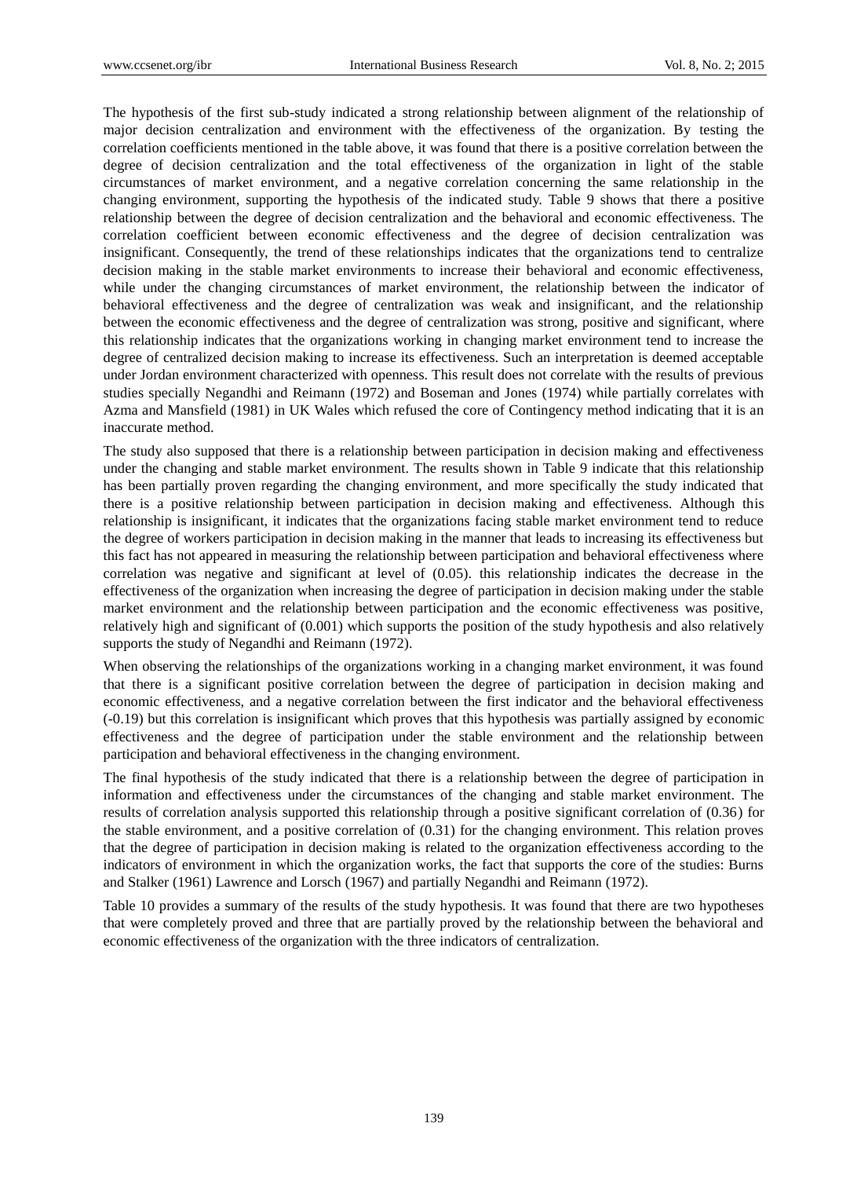The hypothesis of the first sub-study indicated a strong relationship between alignment of the relationship of major decision centralization and environment with the effectiveness of the organization. By testing the correlation coefficients mentioned in the table above, it was found that there is a positive correlation between the degree of decision centralization and the total effectiveness of the organization in light of the stable circumstances of market environment, and a negative correlation concerning the same relationship in the changing environment, supporting the hypothesis of the indicated study. Table 9 shows that there a positive relationship between the degree of decision centralization and the behavioral and economic effectiveness. The correlation coefficient between economic effectiveness and the degree of decision centralization was insignificant. Consequently, the trend of these relationships indicates that the organizations tend to centralize decision making in the stable market environments to increase their behavioral and economic effectiveness, while under the changing circumstances of market environment, the relationship between the indicator of behavioral effectiveness and the degree of centralization was weak and insignificant, and the relationship between the economic effectiveness and the degree of centralization was strong, positive and significant, where this relationship indicates that the organizations working in changing market environment tend to increase the degree of centralized decision making to increase its effectiveness. Such an interpretation is deemed acceptable under Jordan environment characterized with openness. This result does not correlate with the results of previous studies specially Negandhi and Reimann (1972) and Boseman and Jones (1974) while partially correlates with Azma and Mansfield (1981) in UK Wales which refused the core of Contingency method indicating that it is an inaccurate method.

The study also supposed that there is a relationship between participation in decision making and effectiveness under the changing and stable market environment. The results shown in Table 9 indicate that this relationship has been partially proven regarding the changing environment, and more specifically the study indicated that there is a positive relationship between participation in decision making and effectiveness. Although this relationship is insignificant, it indicates that the organizations facing stable market environment tend to reduce the degree of workers participation in decision making in the manner that leads to increasing its effectiveness but this fact has not appeared in measuring the relationship between participation and behavioral effectiveness where correlation was negative and significant at level of (0.05). this relationship indicates the decrease in the effectiveness of the organization when increasing the degree of participation in decision making under the stable market environment and the relationship between participation and the economic effectiveness was positive, relatively high and significant of (0.001) which supports the position of the study hypothesis and also relatively supports the study of Negandhi and Reimann (1972).

When observing the relationships of the organizations working in a changing market environment, it was found that there is a significant positive correlation between the degree of participation in decision making and economic effectiveness, and a negative correlation between the first indicator and the behavioral effectiveness (-0.19) but this correlation is insignificant which proves that this hypothesis was partially assigned by economic effectiveness and the degree of participation under the stable environment and the relationship between participation and behavioral effectiveness in the changing environment.

The final hypothesis of the study indicated that there is a relationship between the degree of participation in information and effectiveness under the circumstances of the changing and stable market environment. The results of correlation analysis supported this relationship through a positive significant correlation of (0.36) for the stable environment, and a positive correlation of (0.31) for the changing environment. This relation proves that the degree of participation in decision making is related to the organization effectiveness according to the indicators of environment in which the organization works, the fact that supports the core of the studies: Burns and Stalker (1961) Lawrence and Lorsch (1967) and partially Negandhi and Reimann (1972).

Table 10 provides a summary of the results of the study hypothesis. It was found that there are two hypotheses that were completely proved and three that are partially proved by the relationship between the behavioral and economic effectiveness of the organization with the three indicators of centralization.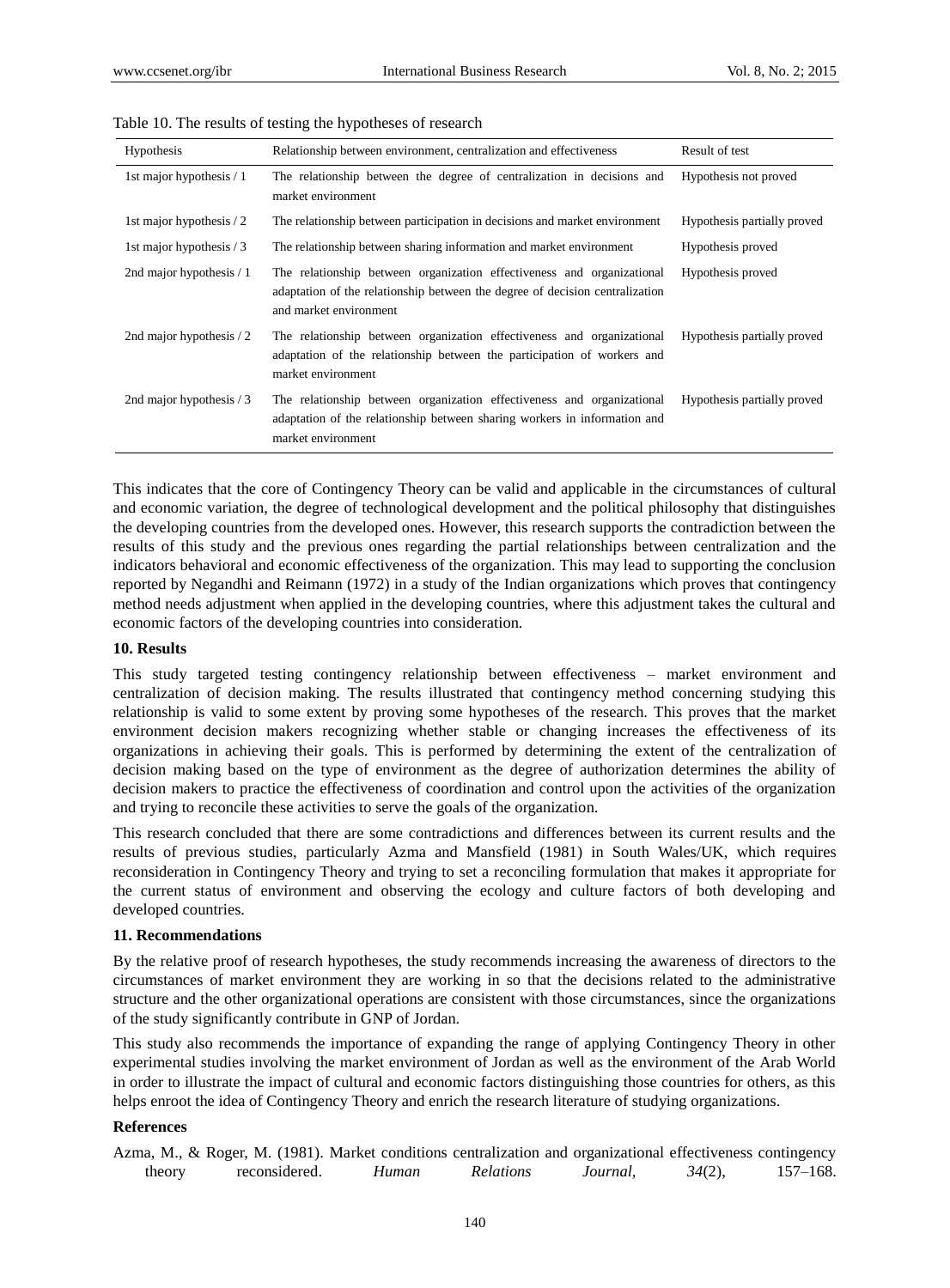Table 10. The results of testing the hypotheses of research

| Hypothesis | Relationship between environment, centralization and effectiveness | Result of test |
|---|---|---|
| 1st major hypothesis / 1 | The relationship between the degree of centralization in decisions and market environment | Hypothesis not proved |
| 1st major hypothesis / 2 | The relationship between participation in decisions and market environment | Hypothesis partially proved |
| 1st major hypothesis / 3 | The relationship between sharing information and market environment | Hypothesis proved |
| 2nd major hypothesis / 1 | The relationship between organization effectiveness and organizational adaptation of the relationship between the degree of decision centralization and market environment | Hypothesis proved |
| 2nd major hypothesis / 2 | The relationship between organization effectiveness and organizational adaptation of the relationship between the participation of workers and market environment | Hypothesis partially proved |
| 2nd major hypothesis / 3 | The relationship between organization effectiveness and organizational adaptation of the relationship between sharing workers in information and market environment | Hypothesis partially proved |

This indicates that the core of Contingency Theory can be valid and applicable in the circumstances of cultural and economic variation, the degree of technological development and the political philosophy that distinguishes the developing countries from the developed ones. However, this research supports the contradiction between the results of this study and the previous ones regarding the partial relationships between centralization and the indicators behavioral and economic effectiveness of the organization. This may lead to supporting the conclusion reported by Negandhi and Reimann (1972) in a study of the Indian organizations which proves that contingency method needs adjustment when applied in the developing countries, where this adjustment takes the cultural and economic factors of the developing countries into consideration.

**10. Results**

This study targeted testing contingency relationship between effectiveness – market environment and centralization of decision making. The results illustrated that contingency method concerning studying this relationship is valid to some extent by proving some hypotheses of the research. This proves that the market environment decision makers recognizing whether stable or changing increases the effectiveness of its organizations in achieving their goals. This is performed by determining the extent of the centralization of decision making based on the type of environment as the degree of authorization determines the ability of decision makers to practice the effectiveness of coordination and control upon the activities of the organization and trying to reconcile these activities to serve the goals of the organization.

This research concluded that there are some contradictions and differences between its current results and the results of previous studies, particularly Azma and Mansfield (1981) in South Wales/UK, which requires reconsideration in Contingency Theory and trying to set a reconciling formulation that makes it appropriate for the current status of environment and observing the ecology and culture factors of both developing and developed countries.

**11. Recommendations**

By the relative proof of research hypotheses, the study recommends increasing the awareness of directors to the circumstances of market environment they are working in so that the decisions related to the administrative structure and the other organizational operations are consistent with those circumstances, since the organizations of the study significantly contribute in GNP of Jordan.

This study also recommends the importance of expanding the range of applying Contingency Theory in other experimental studies involving the market environment of Jordan as well as the environment of the Arab World in order to illustrate the impact of cultural and economic factors distinguishing those countries for others, as this helps enroot the idea of Contingency Theory and enrich the research literature of studying organizations.

**References**

Azma, M., & Roger, M. (1981). Market conditions centralization and organizational effectiveness contingency theory reconsidered. *Human Relations Journal*, *34*(2), 157–168.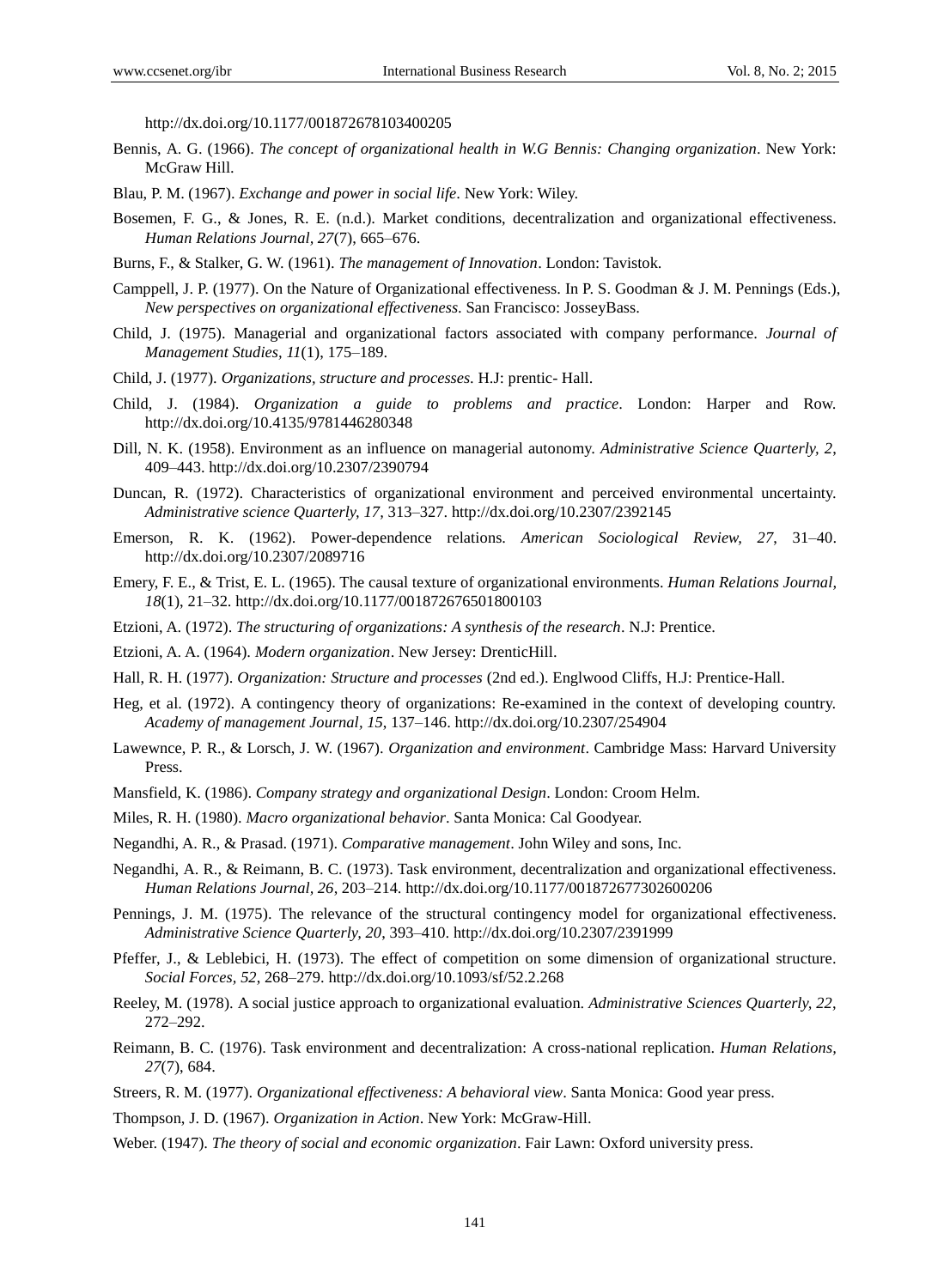http://dx.doi.org/10.1177/001872678103400205

Bennis, A. G. (1966). *The concept of organizational health in W.G Bennis: Changing organization*. New York: McGraw Hill.

Blau, P. M. (1967). *Exchange and power in social life*. New York: Wiley.

Bosemen, F. G., & Jones, R. E. (n.d.). Market conditions, decentralization and organizational effectiveness. *Human Relations Journal, 27*(7), 665–676.

Burns, F., & Stalker, G. W. (1961). *The management of Innovation*. London: Tavistok.

Camppell, J. P. (1977). On the Nature of Organizational effectiveness. In P. S. Goodman & J. M. Pennings (Eds.), *New perspectives on organizational effectiveness*. San Francisco: JosseyBass.

Child, J. (1975). Managerial and organizational factors associated with company performance. *Journal of Management Studies, 11*(1), 175–189.

Child, J. (1977). *Organizations, structure and processes*. H.J: prentic- Hall.

Child, J. (1984). *Organization a guide to problems and practice*. London: Harper and Row. http://dx.doi.org/10.4135/9781446280348

Dill, N. K. (1958). Environment as an influence on managerial autonomy. *Administrative Science Quarterly, 2*, 409–443. http://dx.doi.org/10.2307/2390794

Duncan, R. (1972). Characteristics of organizational environment and perceived environmental uncertainty. *Administrative science Quarterly, 17*, 313–327. http://dx.doi.org/10.2307/2392145

Emerson, R. K. (1962). Power-dependence relations. *American Sociological Review, 27*, 31–40. http://dx.doi.org/10.2307/2089716

Emery, F. E., & Trist, E. L. (1965). The causal texture of organizational environments. *Human Relations Journal, 18*(1), 21–32. http://dx.doi.org/10.1177/001872676501800103

Etzioni, A. (1972). *The structuring of organizations: A synthesis of the research*. N.J: Prentice.

Etzioni, A. A. (1964). *Modern organization*. New Jersey: DrenticHill.

Hall, R. H. (1977). *Organization: Structure and processes* (2nd ed.). Englwood Cliffs, H.J: Prentice-Hall.

Heg, et al. (1972). A contingency theory of organizations: Re-examined in the context of developing country. *Academy of management Journal, 15*, 137–146. http://dx.doi.org/10.2307/254904

Lawewnce, P. R., & Lorsch, J. W. (1967). *Organization and environment*. Cambridge Mass: Harvard University Press.

Mansfield, K. (1986). *Company strategy and organizational Design*. London: Croom Helm.

Miles, R. H. (1980). *Macro organizational behavior*. Santa Monica: Cal Goodyear.

Negandhi, A. R., & Prasad. (1971). *Comparative management*. John Wiley and sons, Inc.

Negandhi, A. R., & Reimann, B. C. (1973). Task environment, decentralization and organizational effectiveness. *Human Relations Journal, 26*, 203–214. http://dx.doi.org/10.1177/001872677302600206

Pennings, J. M. (1975). The relevance of the structural contingency model for organizational effectiveness. *Administrative Science Quarterly, 20*, 393–410. http://dx.doi.org/10.2307/2391999

Pfeffer, J., & Leblebici, H. (1973). The effect of competition on some dimension of organizational structure. *Social Forces, 52*, 268–279. http://dx.doi.org/10.1093/sf/52.2.268

Reeley, M. (1978). A social justice approach to organizational evaluation. *Administrative Sciences Quarterly, 22*, 272–292.

Reimann, B. C. (1976). Task environment and decentralization: A cross-national replication. *Human Relations, 27*(7), 684.

Streers, R. M. (1977). *Organizational effectiveness: A behavioral view*. Santa Monica: Good year press.

Thompson, J. D. (1967). *Organization in Action*. New York: McGraw-Hill.

Weber. (1947). *The theory of social and economic organization*. Fair Lawn: Oxford university press.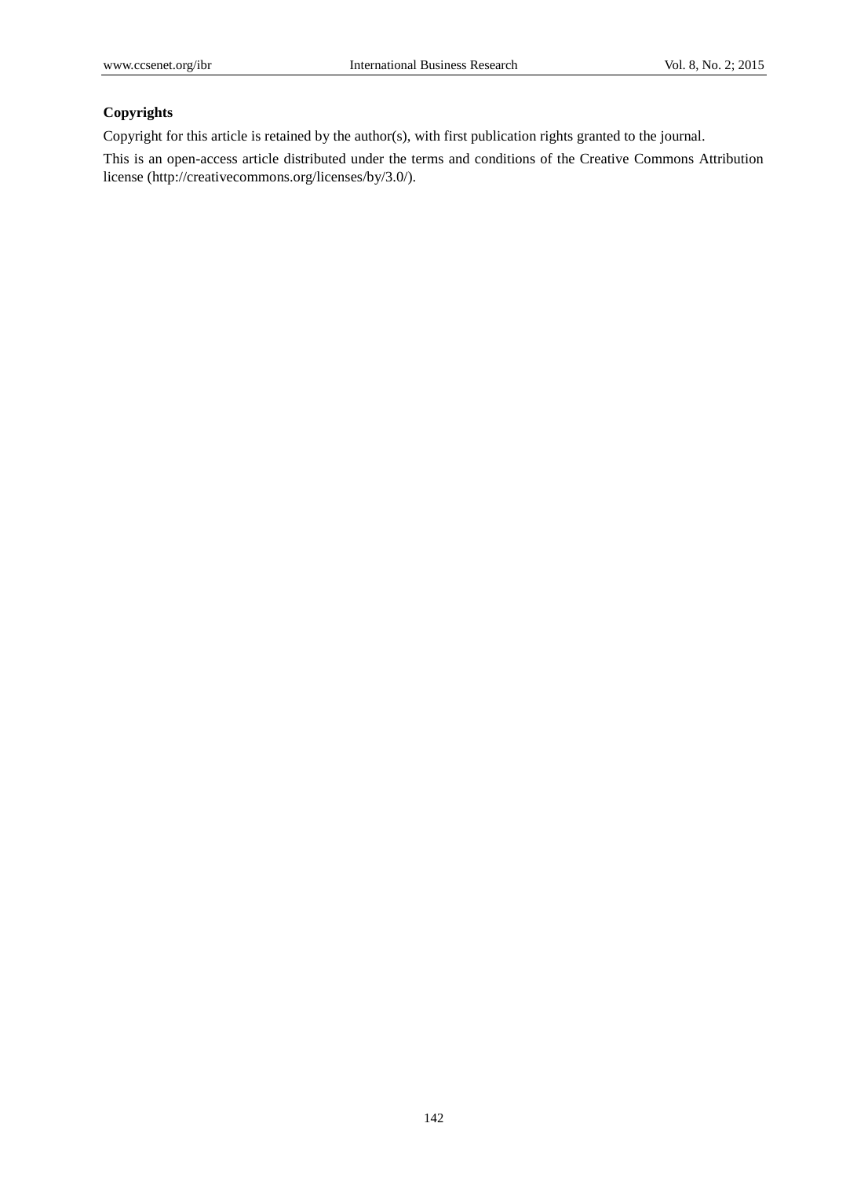**Copyrights**

Copyright for this article is retained by the author(s), with first publication rights granted to the journal.

This is an open-access article distributed under the terms and conditions of the Creative Commons Attribution license (http://creativecommons.org/licenses/by/3.0/).